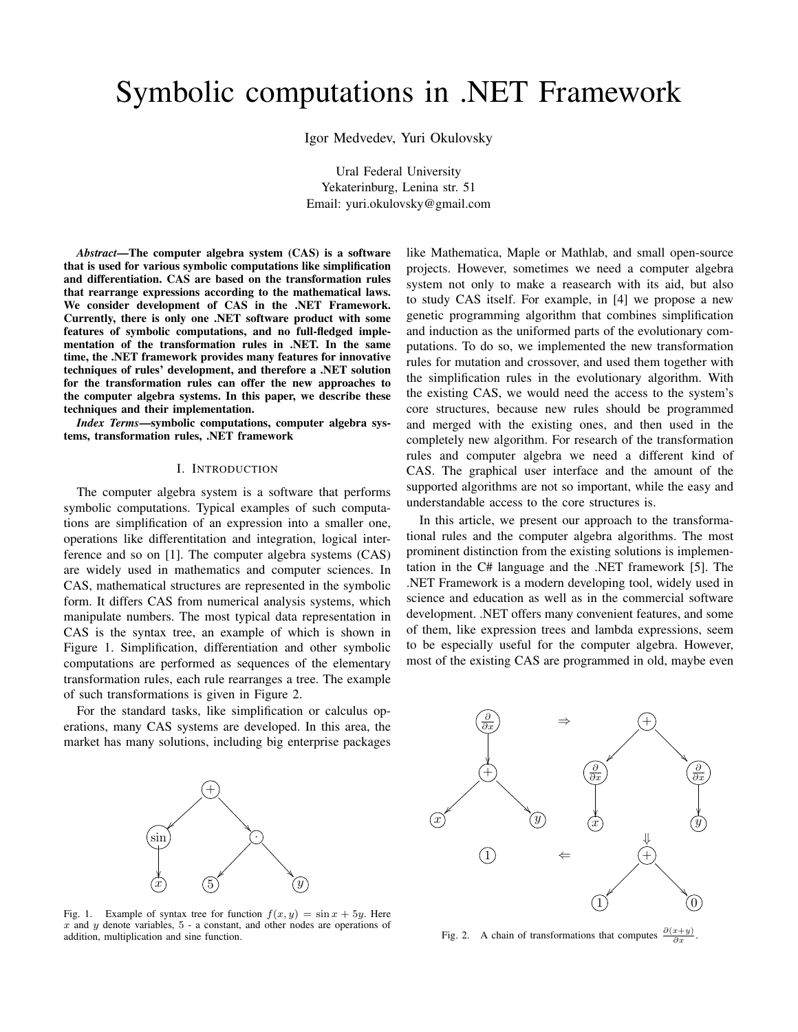# Symbolic computations in .NET Framework

Igor Medvedev, Yuri Okulovsky

Ural Federal University
Yekaterinburg, Lenina str. 51
Email: yuri.okulovsky@gmail.com

***Abstract*—The computer algebra system (CAS) is a software that is used for various symbolic computations like simplification and differentiation. CAS are based on the transformation rules that rearrange expressions according to the mathematical laws. We consider development of CAS in the .NET Framework. Currently, there is only one .NET software product with some features of symbolic computations, and no full-fledged implementation of the transformation rules in .NET. In the same time, the .NET framework provides many features for innovative techniques of rules' development, and therefore a .NET solution for the transformation rules can offer the new approaches to the computer algebra systems. In this paper, we describe these techniques and their implementation.**

***Index Terms*—symbolic computations, computer algebra systems, transformation rules, .NET framework**

## I. Introduction

The computer algebra system is a software that performs symbolic computations. Typical examples of such computations are simplification of an expression into a smaller one, operations like differentitation and integration, logical interference and so on [1]. The computer algebra systems (CAS) are widely used in mathematics and computer sciences. In CAS, mathematical structures are represented in the symbolic form. It differs CAS from numerical analysis systems, which manipulate numbers. The most typical data representation in CAS is the syntax tree, an example of which is shown in Figure 1. Simplification, differentiation and other symbolic computations are performed as sequences of the elementary transformation rules, each rule rearranges a tree. The example of such transformations is given in Figure 2.

For the standard tasks, like simplification or calculus operations, many CAS systems are developed. In this area, the market has many solutions, including big enterprise packages like Mathematica, Maple or Mathlab, and small open-source projects. However, sometimes we need a computer algebra system not only to make a reasearch with its aid, but also to study CAS itself. For example, in [4] we propose a new genetic programming algorithm that combines simplification and induction as the uniformed parts of the evolutionary computations. To do so, we implemented the new transformation rules for mutation and crossover, and used them together with the simplification rules in the evolutionary algorithm. With the existing CAS, we would need the access to the system's core structures, because new rules should be programmed and merged with the existing ones, and then used in the completely new algorithm. For research of the transformation rules and computer algebra we need a different kind of CAS. The graphical user interface and the amount of the supported algorithms are not so important, while the easy and understandable access to the core structures is.

In this article, we present our approach to the transformational rules and the computer algebra algorithms. The most prominent distinction from the existing solutions is implementation in the C# language and the .NET framework [5]. The .NET Framework is a modern developing tool, widely used in science and education as well as in the commercial software development. .NET offers many convenient features, and some of them, like expression trees and lambda expressions, seem to be especially useful for the computer algebra. However, most of the existing CAS are programmed in old, maybe even

Fig. 1. Example of syntax tree for function $f(x,y) = \sin x + 5y$. Here $x$ and $y$ denote variables, 5 - a constant, and other nodes are operations of addition, multiplication and sine function.

Fig. 2. A chain of transformations that computes $\frac{\partial(x+y)}{\partial x}$.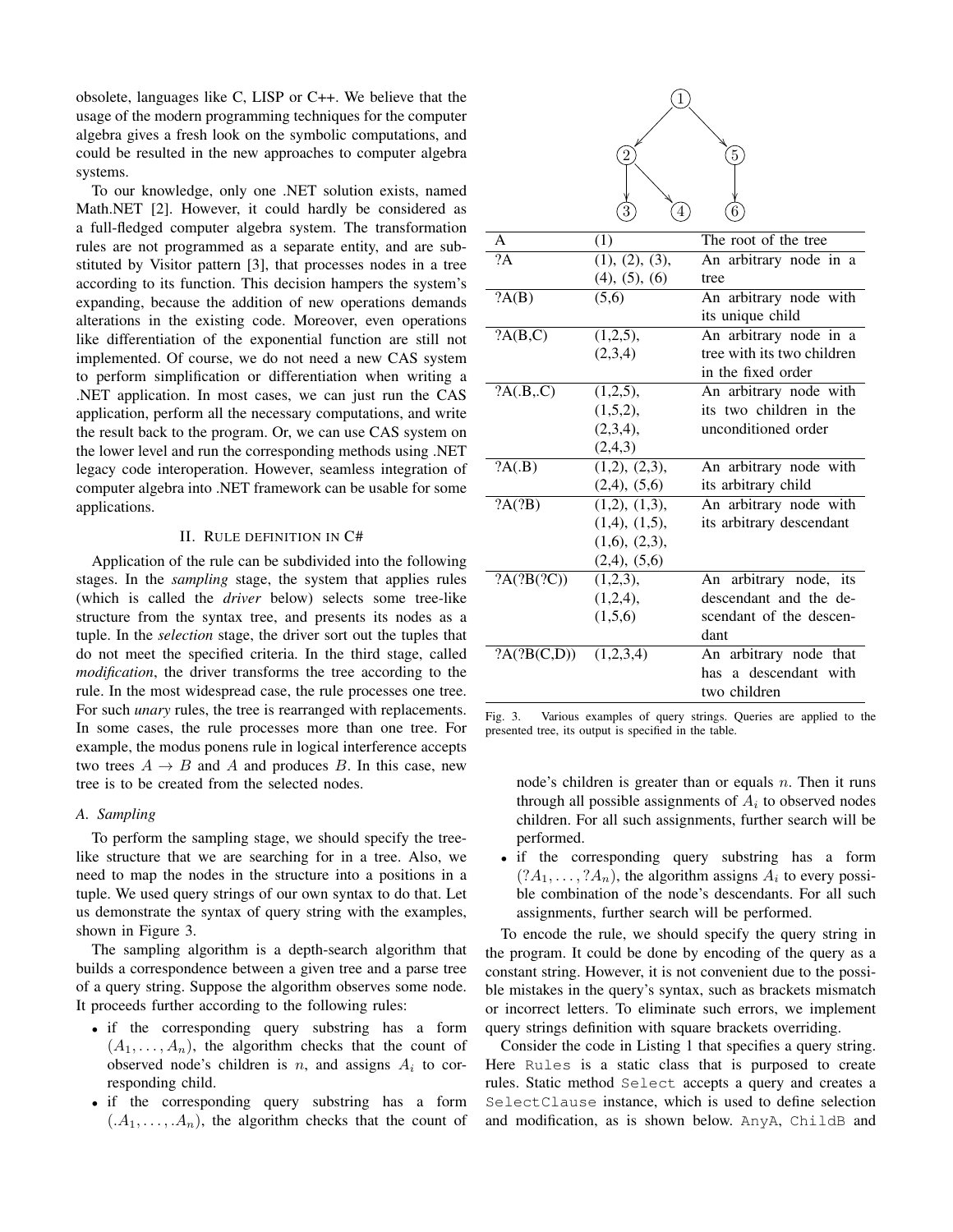obsolete, languages like C, LISP or C++. We believe that the usage of the modern programming techniques for the computer algebra gives a fresh look on the symbolic computations, and could be resulted in the new approaches to computer algebra systems.

To our knowledge, only one .NET solution exists, named Math.NET [2]. However, it could hardly be considered as a full-fledged computer algebra system. The transformation rules are not programmed as a separate entity, and are substituted by Visitor pattern [3], that processes nodes in a tree according to its function. This decision hampers the system's expanding, because the addition of new operations demands alterations in the existing code. Moreover, even operations like differentiation of the exponential function are still not implemented. Of course, we do not need a new CAS system to perform simplification or differentiation when writing a .NET application. In most cases, we can just run the CAS application, perform all the necessary computations, and write the result back to the program. Or, we can use CAS system on the lower level and run the corresponding methods using .NET legacy code interoperation. However, seamless integration of computer algebra into .NET framework can be usable for some applications.

## II. Rule definition in C#

Application of the rule can be subdivided into the following stages. In the *sampling* stage, the system that applies rules (which is called the *driver* below) selects some tree-like structure from the syntax tree, and presents its nodes as a tuple. In the *selection* stage, the driver sort out the tuples that do not meet the specified criteria. In the third stage, called *modification*, the driver transforms the tree according to the rule. In the most widespread case, the rule processes one tree. For such *unary* rules, the tree is rearranged with replacements. In some cases, the rule processes more than one tree. For example, the modus ponens rule in logical interference accepts two trees $A \to B$ and $A$ and produces $B$. In this case, new tree is to be created from the selected nodes.

### A. Sampling

To perform the sampling stage, we should specify the tree-like structure that we are searching for in a tree. Also, we need to map the nodes in the structure into a positions in a tuple. We used query strings of our own syntax to do that. Let us demonstrate the syntax of query string with the examples, shown in Figure 3.

| A | (1) | The root of the tree |
|---|---|---|
| ?A | (1), (2), (3), (4), (5), (6) | An arbitrary node in a tree |
| ?A(B) | (5,6) | An arbitrary node with its unique child |
| ?A(B,C) | (1,2,5), (2,3,4) | An arbitrary node in a tree with its two children in the fixed order |
| ?A(.B,.C) | (1,2,5), (1,5,2), (2,3,4), (2,4,3) | An arbitrary node with its two children in the unconditioned order |
| ?A(.B) | (1,2), (2,3), (2,4), (5,6) | An arbitrary node with its arbitrary child |
| ?A(?B) | (1,2), (1,3), (1,4), (1,5), (1,6), (2,3), (2,4), (5,6) | An arbitrary node with its arbitrary descendant |
| ?A(?B(?C)) | (1,2,3), (1,2,4), (1,5,6) | An arbitrary node, its descendant and the descendant of the descendant |
| ?A(?B(C,D)) | (1,2,3,4) | An arbitrary node that has a descendant with two children |

Fig. 3. Various examples of query strings. Queries are applied to the presented tree, its output is specified in the table.

The sampling algorithm is a depth-search algorithm that builds a correspondence between a given tree and a parse tree of a query string. Suppose the algorithm observes some node. It proceeds further according to the following rules:

- if the corresponding query substring has a form $(A_1, \dots, A_n)$, the algorithm checks that the count of observed node's children is $n$, and assigns $A_i$ to corresponding child.
- if the corresponding query substring has a form $(.A_1, \dots, .A_n)$, the algorithm checks that the count of node's children is greater than or equals $n$. Then it runs through all possible assignments of $A_i$ to observed nodes children. For all such assignments, further search will be performed.
- if the corresponding query substring has a form $(?A_1, \dots, ?A_n)$, the algorithm assigns $A_i$ to every possible combination of the node's descendants. For all such assignments, further search will be performed.

To encode the rule, we should specify the query string in the program. It could be done by encoding of the query as a constant string. However, it is not convenient due to the possible mistakes in the query's syntax, such as brackets mismatch or incorrect letters. To eliminate such errors, we implement query strings definition with square brackets overriding.

Consider the code in Listing 1 that specifies a query string. Here `Rules` is a static class that is purposed to create rules. Static method `Select` accepts a query and creates a `SelectClause` instance, which is used to define selection and modification, as is shown below. `AnyA`, `ChildB` and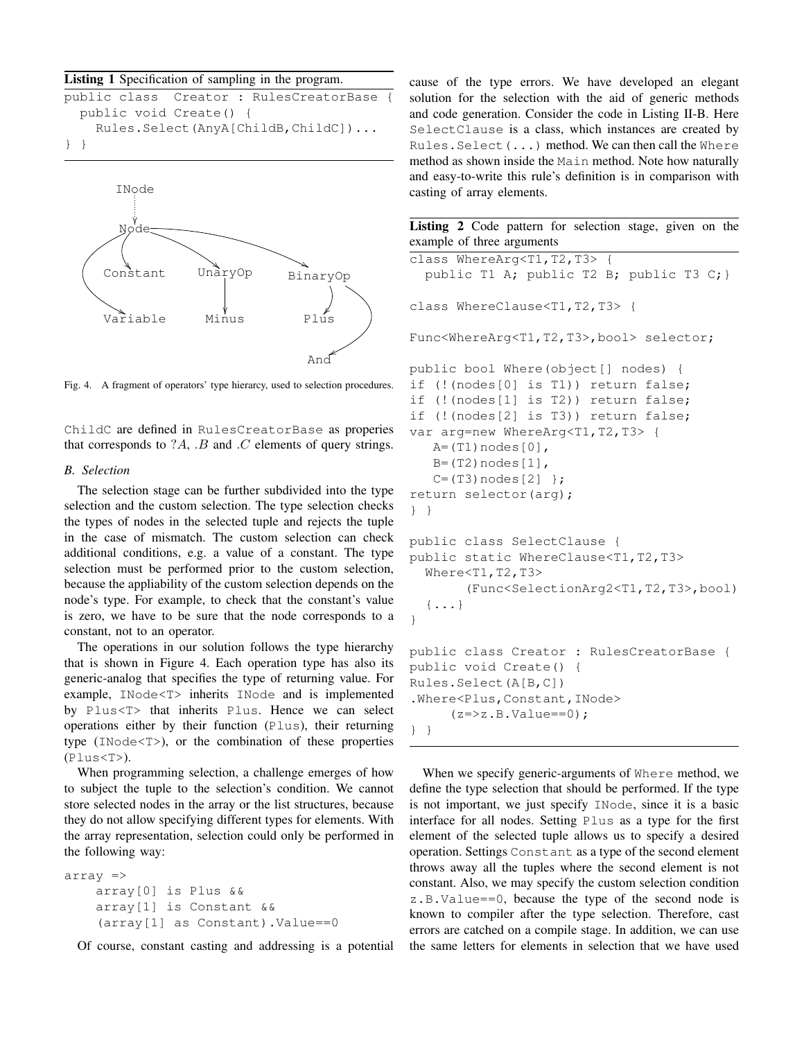**Listing 1** Specification of sampling in the program.

```
public class  Creator : RulesCreatorBase {
  public void Create() {
    Rules.Select(AnyA[ChildB,ChildC])...
} }
```

Fig. 4. A fragment of operators' type hierarcy, used to selection procedures.

ChildC are defined in RulesCreatorBase as properies that corresponds to $?A$, $.B$ and $.C$ elements of query strings.

### B. Selection

The selection stage can be further subdivided into the type selection and the custom selection. The type selection checks the types of nodes in the selected tuple and rejects the tuple in the case of mismatch. The custom selection can check additional conditions, e.g. a value of a constant. The type selection must be performed prior to the custom selection, because the appliability of the custom selection depends on the node's type. For example, to check that the constant's value is zero, we have to be sure that the node corresponds to a constant, not to an operator.

The operations in our solution follows the type hierarchy that is shown in Figure 4. Each operation type has also its generic-analog that specifies the type of returning value. For example, `INode<T>` inherits `INode` and is implemented by `Plus<T>` that inherits `Plus`. Hence we can select operations either by their function (`Plus`), their returning type (`INode<T>`), or the combination of these properties (`Plus<T>`).

When programming selection, a challenge emerges of how to subject the tuple to the selection's condition. We cannot store selected nodes in the array or the list structures, because they do not allow specifying different types for elements. With the array representation, selection could only be performed in the following way:

```
array =>
    array[0] is Plus &&
    array[1] is Constant &&
    (array[1] as Constant).Value==0
```

Of course, constant casting and addressing is a potential cause of the type errors. We have developed an elegant solution for the selection with the aid of generic methods and code generation. Consider the code in Listing II-B. Here `SelectClause` is a class, which instances are created by `Rules.Select(...)` method. We can then call the `Where` method as shown inside the `Main` method. Note how naturally and easy-to-write this rule's definition is in comparison with casting of array elements.

**Listing 2** Code pattern for selection stage, given on the example of three arguments

```
class WhereArg<T1,T2,T3> {
  public T1 A; public T2 B; public T3 C;}

class WhereClause<T1,T2,T3> {

Func<WhereArg<T1,T2,T3>,bool> selector;

public bool Where(object[] nodes) {
if (!(nodes[0] is T1)) return false;
if (!(nodes[1] is T2)) return false;
if (!(nodes[2] is T3)) return false;
var arg=new WhereArg<T1,T2,T3> {
   A=(T1)nodes[0],
   B=(T2)nodes[1],
   C=(T3)nodes[2] };
return selector(arg);
} }

public class SelectClause {
public static WhereClause<T1,T2,T3>
  Where<T1,T2,T3>
       (Func<SelectionArg2<T1,T2,T3>,bool)
  {...}
}

public class Creator : RulesCreatorBase {
public void Create() {
Rules.Select(A[B,C])
.Where<Plus,Constant,INode>
     (z=>z.B.Value==0);
} }
```

When we specify generic-arguments of `Where` method, we define the type selection that should be performed. If the type is not important, we just specify `INode`, since it is a basic interface for all nodes. Setting `Plus` as a type for the first element of the selected tuple allows us to specify a desired operation. Settings `Constant` as a type of the second element throws away all the tuples where the second element is not constant. Also, we may specify the custom selection condition `z.B.Value==0`, because the type of the second node is known to compiler after the type selection. Therefore, cast errors are catched on a compile stage. In addition, we can use the same letters for elements in selection that we have used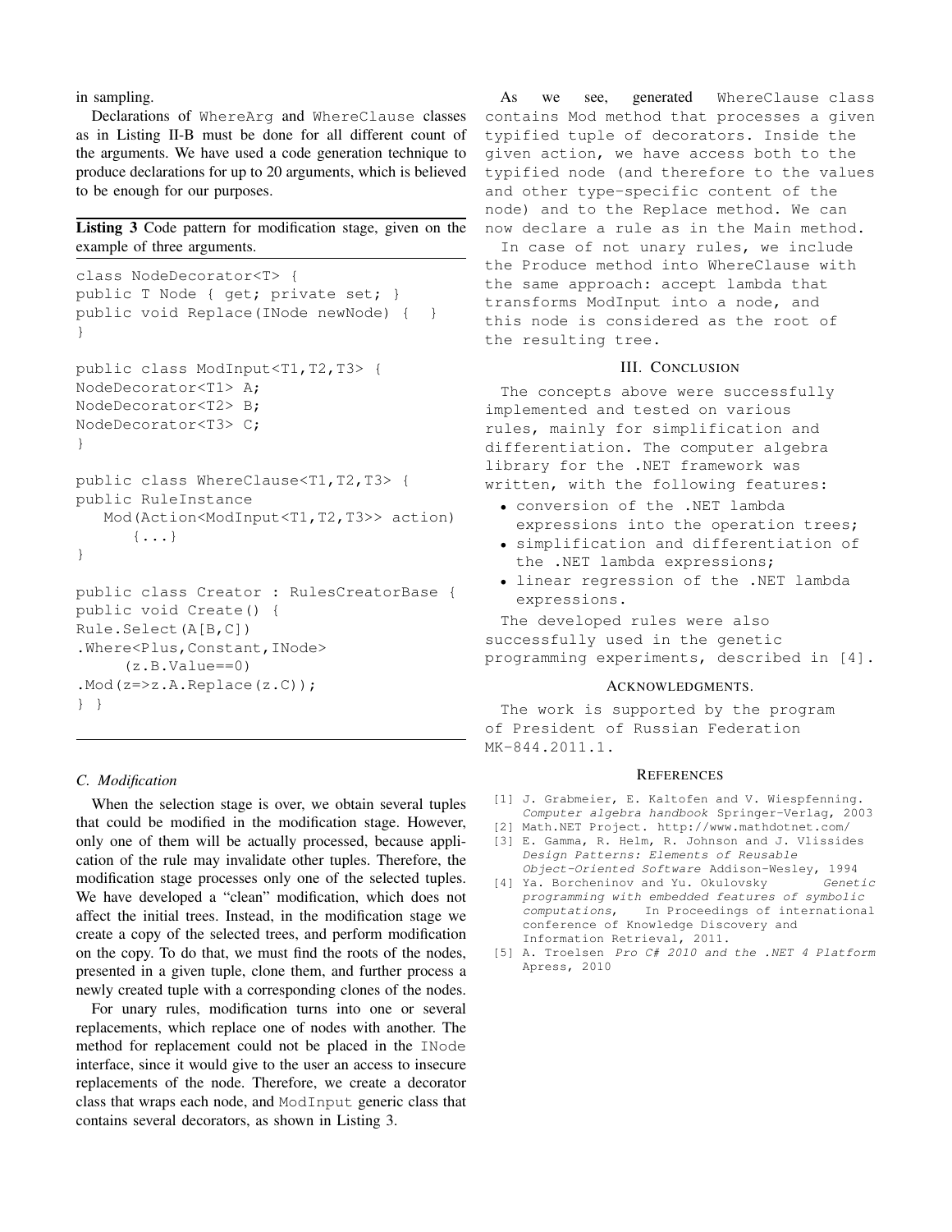in sampling.

Declarations of WhereArg and WhereClause classes as in Listing II-B must be done for all different count of the arguments. We have used a code generation technique to produce declarations for up to 20 arguments, which is believed to be enough for our purposes.

**Listing 3** Code pattern for modification stage, given on the example of three arguments.

```
class NodeDecorator<T> {
public T Node { get; private set; }
public void Replace(INode newNode) {  }
}

public class ModInput<T1,T2,T3> {
NodeDecorator<T1> A;
NodeDecorator<T2> B;
NodeDecorator<T3> C;
}

public class WhereClause<T1,T2,T3> {
public RuleInstance
   Mod(Action<ModInput<T1,T2,T3>> action)
      {...}
}

public class Creator : RulesCreatorBase {
public void Create() {
Rule.Select(A[B,C])
.Where<Plus,Constant,INode>
     (z.B.Value==0)
.Mod(z=>z.A.Replace(z.C));
} }
```

### C. Modification

When the selection stage is over, we obtain several tuples that could be modified in the modification stage. However, only one of them will be actually processed, because application of the rule may invalidate other tuples. Therefore, the modification stage processes only one of the selected tuples. We have developed a "clean" modification, which does not affect the initial trees. Instead, in the modification stage we create a copy of the selected trees, and perform modification on the copy. To do that, we must find the roots of the nodes, presented in a given tuple, clone them, and further process a newly created tuple with a corresponding clones of the nodes.

For unary rules, modification turns into one or several replacements, which replace one of nodes with another. The method for replacement could not be placed in the INode interface, since it would give to the user an access to insecure replacements of the node. Therefore, we create a decorator class that wraps each node, and ModInput generic class that contains several decorators, as shown in Listing 3.

As we see, generated WhereClause class contains Mod method that processes a given typified tuple of decorators. Inside the given action, we have access both to the typified node (and therefore to the values and other type-specific content of the node) and to the Replace method. We can now declare a rule as in the Main method.

In case of not unary rules, we include the Produce method into WhereClause with the same approach: accept lambda that transforms ModInput into a node, and this node is considered as the root of the resulting tree.

## III. Conclusion

The concepts above were successfully implemented and tested on various rules, mainly for simplification and differentiation. The computer algebra library for the .NET framework was written, with the following features:

- conversion of the .NET lambda expressions into the operation trees;
- simplification and differentiation of the .NET lambda expressions;
- linear regression of the .NET lambda expressions.

The developed rules were also successfully used in the genetic programming experiments, described in [4].

## Acknowledgments.

The work is supported by the program of President of Russian Federation MK-844.2011.1.

## References

[1] J. Grabmeier, E. Kaltofen and V. Wiespfenning. *Computer algebra handbook* Springer-Verlag, 2003

[2] Math.NET Project. http://www.mathdotnet.com/

[3] E. Gamma, R. Helm, R. Johnson and J. Vlissides *Design Patterns: Elements of Reusable Object-Oriented Software* Addison-Wesley, 1994

[4] Ya. Borcheninov and Yu. Okulovsky *Genetic programming with embedded features of symbolic computations*, In Proceedings of international conference of Knowledge Discovery and Information Retrieval, 2011.

[5] A. Troelsen *Pro C# 2010 and the .NET 4 Platform* Apress, 2010